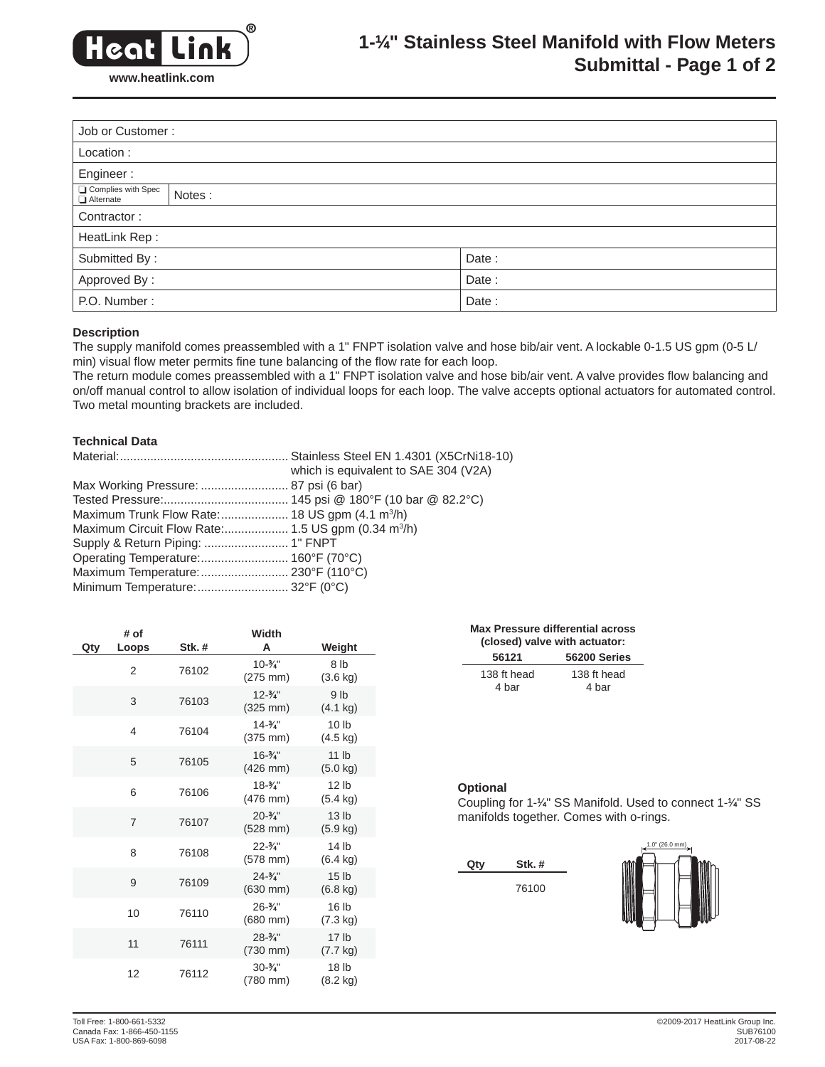# 1-¼" Stainless Steel Manifold with Flow Meters

## Submittal - Page 1 of 2

| Job or Customer : | |
|---|---|
| Location : | |
| Engineer : | |
| ❑ Complies with Spec ❑ Alternate | Notes : |
| Contractor : | |
| HeatLink Rep : | |
| Submitted By : | Date : |
| Approved By : | Date : |
| P.O. Number : | Date : |

### Description

The supply manifold comes preassembled with a 1" FNPT isolation valve and hose bib/air vent. A lockable 0-1.5 US gpm (0-5 L/min) visual flow meter permits fine tune balancing of the flow rate for each loop.

The return module comes preassembled with a 1" FNPT isolation valve and hose bib/air vent. A valve provides flow balancing and on/off manual control to allow isolation of individual loops for each loop. The valve accepts optional actuators for automated control. Two metal mounting brackets are included.

### Technical Data

| | |
|---|---|
| Material: | Stainless Steel EN 1.4301 (X5CrNi18-10) which is equivalent to SAE 304 (V2A) |
| Max Working Pressure: | 87 psi (6 bar) |
| Tested Pressure: | 145 psi @ 180°F (10 bar @ 82.2°C) |
| Maximum Trunk Flow Rate: | 18 US gpm (4.1 $m^3$/h) |
| Maximum Circuit Flow Rate: | 1.5 US gpm (0.34 $m^3$/h) |
| Supply & Return Piping: | 1" FNPT |
| Operating Temperature: | 160°F (70°C) |
| Maximum Temperature: | 230°F (110°C) |
| Minimum Temperature: | 32°F (0°C) |

| Qty | # of Loops | Stk. # | Width A | Weight |
|---|---|---|---|---|
| | 2 | 76102 | 10-¾" (275 mm) | 8 lb (3.6 kg) |
| | 3 | 76103 | 12-¾" (325 mm) | 9 lb (4.1 kg) |
| | 4 | 76104 | 14-¾" (375 mm) | 10 lb (4.5 kg) |
| | 5 | 76105 | 16-¾" (426 mm) | 11 lb (5.0 kg) |
| | 6 | 76106 | 18-¾" (476 mm) | 12 lb (5.4 kg) |
| | 7 | 76107 | 20-¾" (528 mm) | 13 lb (5.9 kg) |
| | 8 | 76108 | 22-¾" (578 mm) | 14 lb (6.4 kg) |
| | 9 | 76109 | 24-¾" (630 mm) | 15 lb (6.8 kg) |
| | 10 | 76110 | 26-¾" (680 mm) | 16 lb (7.3 kg) |
| | 11 | 76111 | 28-¾" (730 mm) | 17 lb (7.7 kg) |
| | 12 | 76112 | 30-¾" (780 mm) | 18 lb (8.2 kg) |

**Max Pressure differential across (closed) valve with actuator:**

| 56121 | 56200 Series |
|---|---|
| 138 ft head 4 bar | 138 ft head 4 bar |

### Optional

Coupling for 1-¼" SS Manifold. Used to connect 1-¼" SS manifolds together. Comes with o-rings.

| Qty | Stk. # |
|---|---|
| | 76100 |

1.0" (26.0 mm)

Toll Free: 1-800-661-5332
Canada Fax: 1-866-450-1155
USA Fax: 1-800-869-6098

©2009-2017 HeatLink Group Inc.
SUB76100
2017-08-22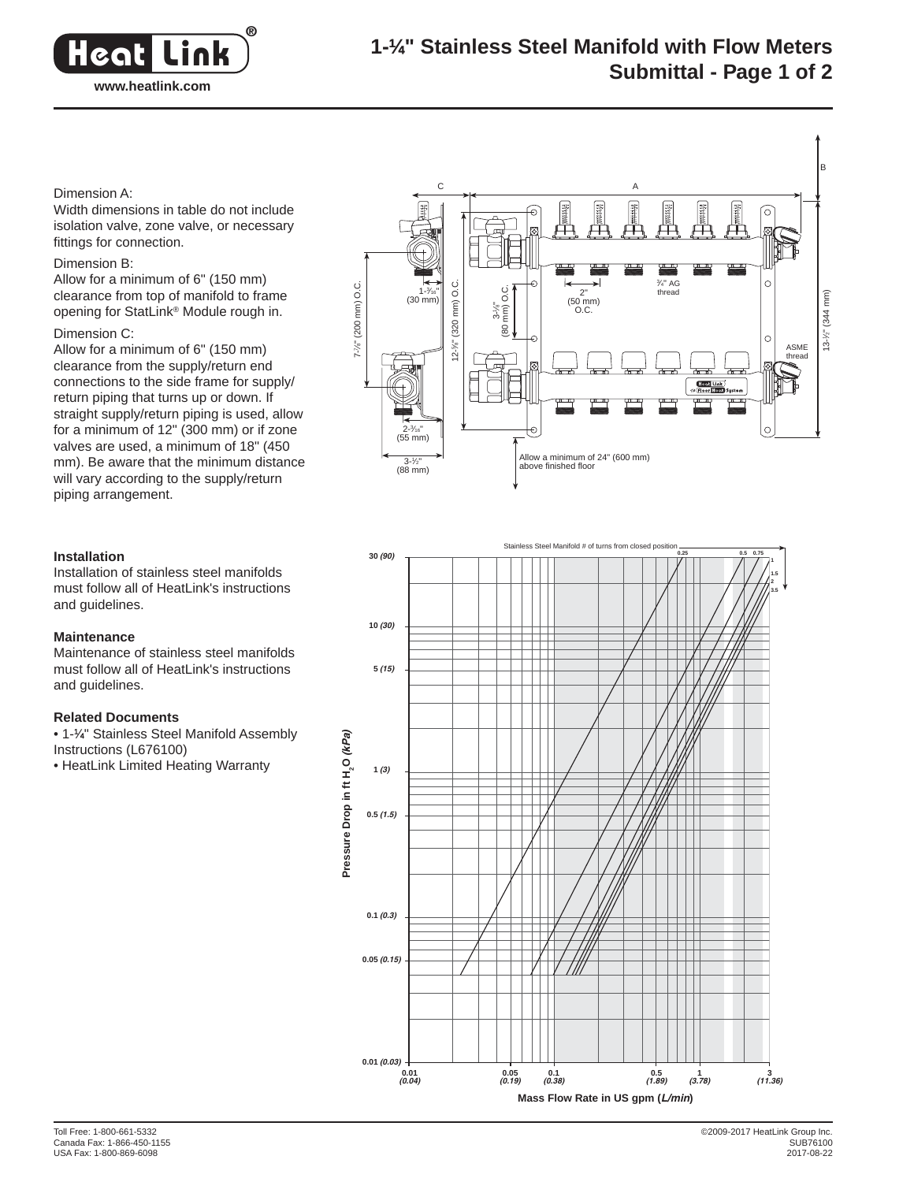# 1-¼" Stainless Steel Manifold with Flow Meters
## Submittal - Page 1 of 2

www.heatlink.com

Dimension A:
Width dimensions in table do not include isolation valve, zone valve, or necessary fittings for connection.

Dimension B:
Allow for a minimum of 6" (150 mm) clearance from top of manifold to frame opening for StatLink® Module rough in.

Dimension C:
Allow for a minimum of 6" (150 mm) clearance from the supply/return end connections to the side frame for supply/return piping that turns up or down. If straight supply/return piping is used, allow for a minimum of 12" (300 mm) or if zone valves are used, a minimum of 18" (450 mm). Be aware that the minimum distance will vary according to the supply/return piping arrangement.

C
A
B
7-⅞" (200 mm) O.C.
1-³⁄₁₆" (30 mm)
12-⅝" (320 mm) O.C.
3-⅛" (80 mm) O.C.
2" (50 mm) O.C.
¾" AG thread
ASME thread
13-½" (344 mm)
2-³⁄₁₆" (55 mm)
3-½" (88 mm)
Allow a minimum of 24" (600 mm) above finished floor

### Installation

Installation of stainless steel manifolds must follow all of HeatLink's instructions and guidelines.

### Maintenance

Maintenance of stainless steel manifolds must follow all of HeatLink's instructions and guidelines.

### Related Documents

- 1-¼" Stainless Steel Manifold Assembly Instructions (L676100)
- HeatLink Limited Heating Warranty

Stainless Steel Manifold # of turns from closed position
0.25
0.5
0.75
1
1.5
2
3.5

Pressure Drop in ft $H_2O$ (*kPa*)
30 (*90*)
10 (*30*)
5 (*15*)
1 (*3*)
0.5 (*1.5*)
0.1 (*0.3*)
0.05 (*0.15*)
0.01 (*0.03*)

Mass Flow Rate in US gpm (*L/min*)
0.01 (*0.04*)
0.05 (*0.19*)
0.1 (*0.38*)
0.5 (*1.89*)
1 (*3.78*)
3 (*11.36*)

Toll Free: 1-800-661-5332
Canada Fax: 1-866-450-1155
USA Fax: 1-800-869-6098

©2009-2017 HeatLink Group Inc.
SUB76100
2017-08-22